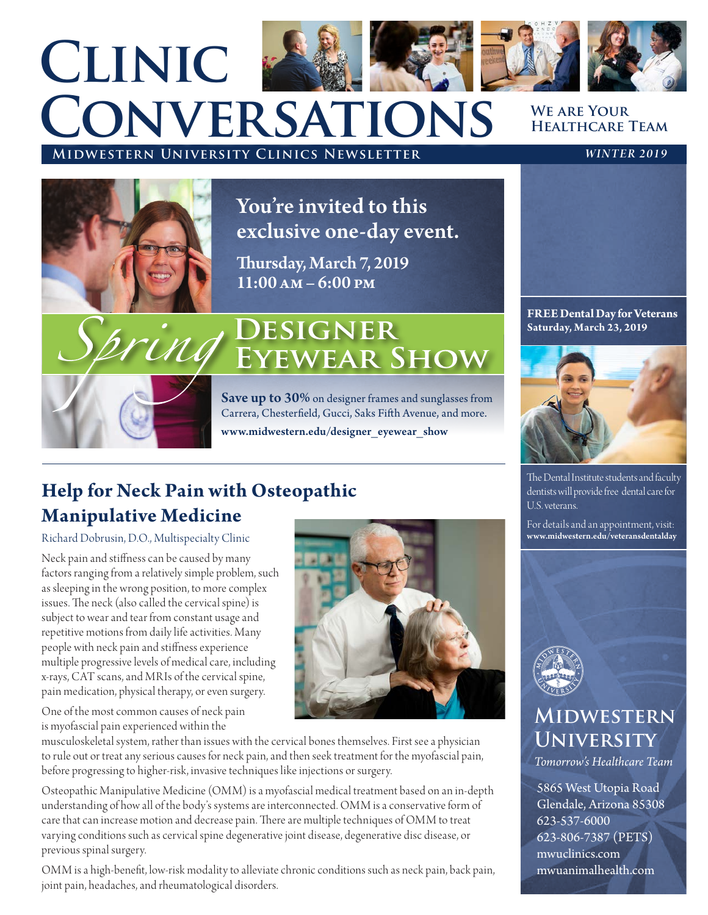# Clinic Conversations

**Midwestern University Clinics Newsletter**

**We are Your Healthcare Team**

*Winter 2019*

## You're invited to this exclusive one-day event.

**Thursday, March 7, 2019**
**11:00 AM – 6:00 PM**

## *Spring* Designer Eyewear Show

**Save up to 30%** on designer frames and sunglasses from Carrera, Chesterfield, Gucci, Saks Fifth Avenue, and more.

**www.midwestern.edu/designer_eyewear_show**

## Help for Neck Pain with Osteopathic Manipulative Medicine

Richard Dobrusin, D.O., Multispecialty Clinic

Neck pain and stiffness can be caused by many factors ranging from a relatively simple problem, such as sleeping in the wrong position, to more complex issues. The neck (also called the cervical spine) is subject to wear and tear from constant usage and repetitive motions from daily life activities. Many people with neck pain and stiffness experience multiple progressive levels of medical care, including x-rays, CAT scans, and MRIs of the cervical spine, pain medication, physical therapy, or even surgery.

One of the most common causes of neck pain is myofascial pain experienced within the musculoskeletal system, rather than issues with the cervical bones themselves. First see a physician to rule out or treat any serious causes for neck pain, and then seek treatment for the myofascial pain, before progressing to higher-risk, invasive techniques like injections or surgery.

Osteopathic Manipulative Medicine (OMM) is a myofascial medical treatment based on an in-depth understanding of how all of the body's systems are interconnected. OMM is a conservative form of care that can increase motion and decrease pain. There are multiple techniques of OMM to treat varying conditions such as cervical spine degenerative joint disease, degenerative disc disease, or previous spinal surgery.

OMM is a high-benefit, low-risk modality to alleviate chronic conditions such as neck pain, back pain, joint pain, headaches, and rheumatological disorders.

**FREE Dental Day for Veterans**
**Saturday, March 23, 2019**

The Dental Institute students and faculty dentists will provide free dental care for U.S. veterans.

For details and an appointment, visit:
**www.midwestern.edu/veteransdentalday**

## Midwestern University

*Tomorrow's Healthcare Team*

5865 West Utopia Road
Glendale, Arizona 85308
623-537-6000
623-806-7387 (PETS)
mwuclinics.com
mwuanimalhealth.com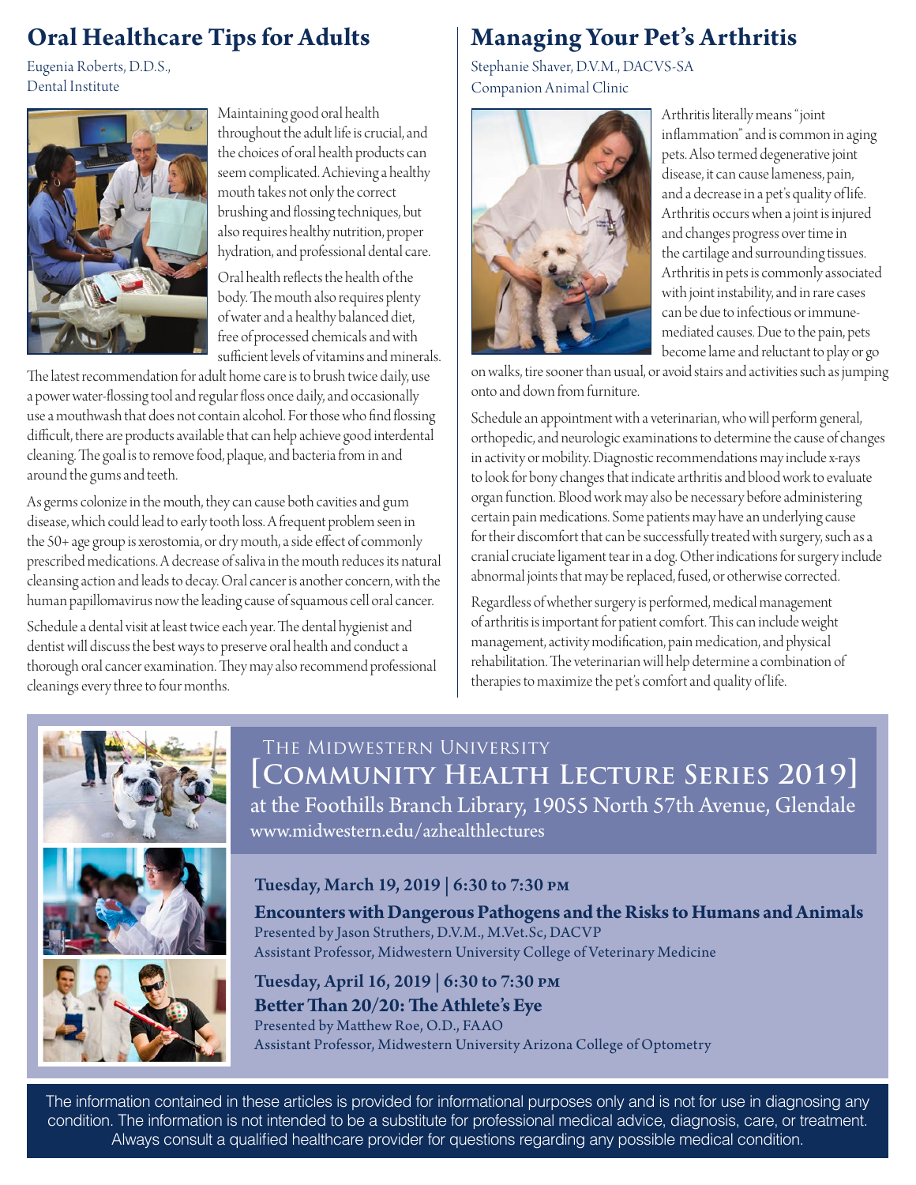# Oral Healthcare Tips for Adults

Eugenia Roberts, D.D.S.,
Dental Institute

Maintaining good oral health throughout the adult life is crucial, and the choices of oral health products can seem complicated. Achieving a healthy mouth takes not only the correct brushing and flossing techniques, but also requires healthy nutrition, proper hydration, and professional dental care.

Oral health reflects the health of the body. The mouth also requires plenty of water and a healthy balanced diet, free of processed chemicals and with sufficient levels of vitamins and minerals.

The latest recommendation for adult home care is to brush twice daily, use a power water-flossing tool and regular floss once daily, and occasionally use a mouthwash that does not contain alcohol. For those who find flossing difficult, there are products available that can help achieve good interdental cleaning. The goal is to remove food, plaque, and bacteria from in and around the gums and teeth.

As germs colonize in the mouth, they can cause both cavities and gum disease, which could lead to early tooth loss. A frequent problem seen in the 50+ age group is xerostomia, or dry mouth, a side effect of commonly prescribed medications. A decrease of saliva in the mouth reduces its natural cleansing action and leads to decay. Oral cancer is another concern, with the human papillomavirus now the leading cause of squamous cell oral cancer.

Schedule a dental visit at least twice each year. The dental hygienist and dentist will discuss the best ways to preserve oral health and conduct a thorough oral cancer examination. They may also recommend professional cleanings every three to four months.

# Managing Your Pet's Arthritis

Stephanie Shaver, D.V.M., DACVS-SA
Companion Animal Clinic

Arthritis literally means "joint inflammation" and is common in aging pets. Also termed degenerative joint disease, it can cause lameness, pain, and a decrease in a pet's quality of life. Arthritis occurs when a joint is injured and changes progress over time in the cartilage and surrounding tissues. Arthritis in pets is commonly associated with joint instability, and in rare cases can be due to infectious or immune-mediated causes. Due to the pain, pets become lame and reluctant to play or go on walks, tire sooner than usual, or avoid stairs and activities such as jumping onto and down from furniture.

Schedule an appointment with a veterinarian, who will perform general, orthopedic, and neurologic examinations to determine the cause of changes in activity or mobility. Diagnostic recommendations may include x-rays to look for bony changes that indicate arthritis and blood work to evaluate organ function. Blood work may also be necessary before administering certain pain medications. Some patients may have an underlying cause for their discomfort that can be successfully treated with surgery, such as a cranial cruciate ligament tear in a dog. Other indications for surgery include abnormal joints that may be replaced, fused, or otherwise corrected.

Regardless of whether surgery is performed, medical management of arthritis is important for patient comfort. This can include weight management, activity modification, pain medication, and physical rehabilitation. The veterinarian will help determine a combination of therapies to maximize the pet's comfort and quality of life.

## The Midwestern University [Community Health Lecture Series 2019]

at the Foothills Branch Library, 19055 North 57th Avenue, Glendale
www.midwestern.edu/azhealthlectures

**Tuesday, March 19, 2019 | 6:30 to 7:30 PM**

**Encounters with Dangerous Pathogens and the Risks to Humans and Animals**
Presented by Jason Struthers, D.V.M., M.Vet.Sc, DACVP
Assistant Professor, Midwestern University College of Veterinary Medicine

**Tuesday, April 16, 2019 | 6:30 to 7:30 PM**

**Better Than 20/20: The Athlete's Eye**
Presented by Matthew Roe, O.D., FAAO
Assistant Professor, Midwestern University Arizona College of Optometry

The information contained in these articles is provided for informational purposes only and is not for use in diagnosing any condition. The information is not intended to be a substitute for professional medical advice, diagnosis, care, or treatment. Always consult a qualified healthcare provider for questions regarding any possible medical condition.